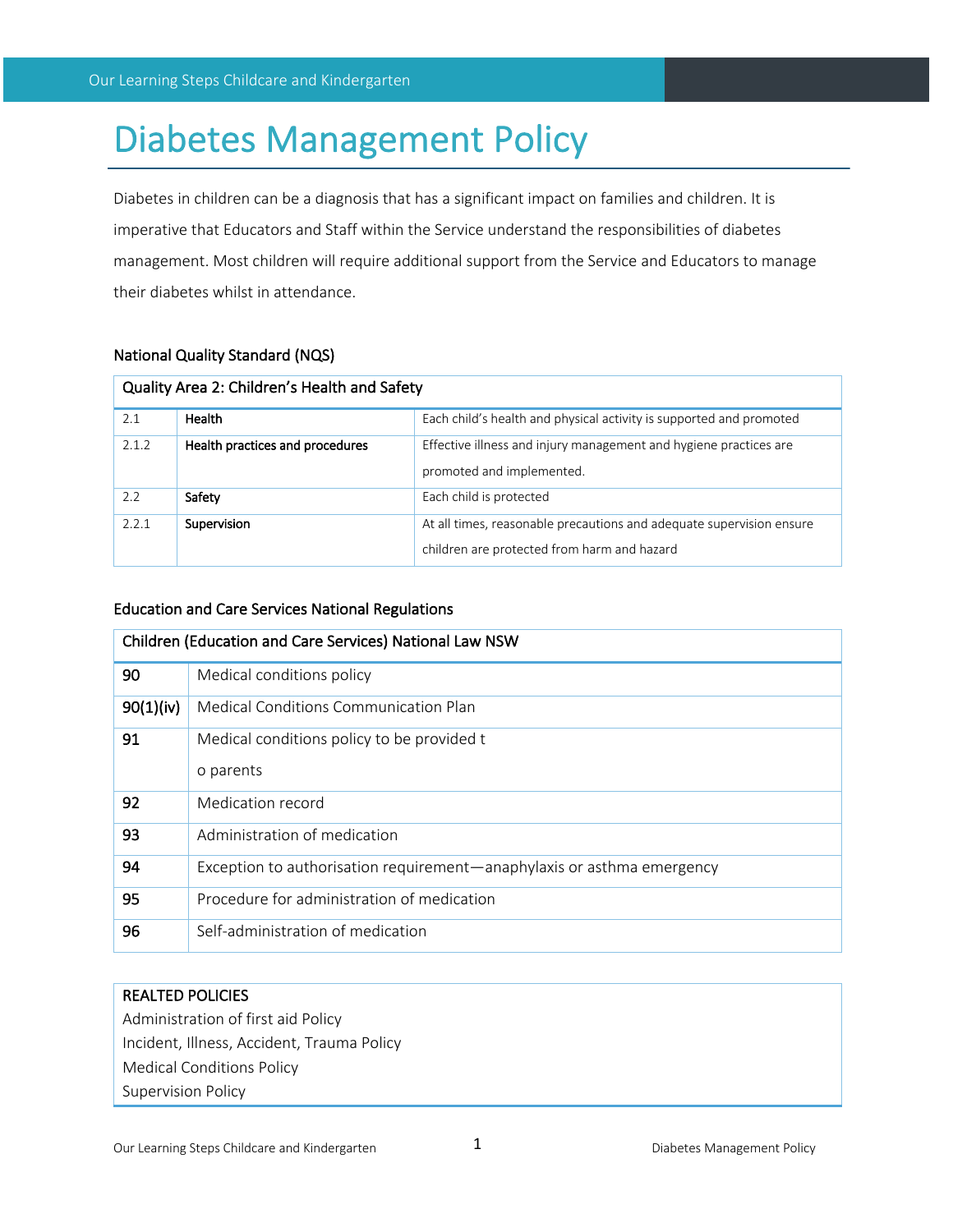# Diabetes Management Policy

Diabetes in children can be a diagnosis that has a significant impact on families and children. It is imperative that Educators and Staff within the Service understand the responsibilities of diabetes management. Most children will require additional support from the Service and Educators to manage their diabetes whilst in attendance.

### National Quality Standard (NQS)

| Quality Area 2: Children's Health and Safety | | |
|---|---|---|
| 2.1 | **Health** | Each child's health and physical activity is supported and promoted |
| 2.1.2 | **Health practices and procedures** | Effective illness and injury management and hygiene practices are promoted and implemented. |
| 2.2 | **Safety** | Each child is protected |
| 2.2.1 | **Supervision** | At all times, reasonable precautions and adequate supervision ensure children are protected from harm and hazard |

### Education and Care Services National Regulations

| Children (Education and Care Services) National Law NSW | |
|---|---|
| 90 | Medical conditions policy |
| 90(1)(iv) | Medical Conditions Communication Plan |
| 91 | Medical conditions policy to be provided to parents |
| 92 | Medication record |
| 93 | Administration of medication |
| 94 | Exception to authorisation requirement—anaphylaxis or asthma emergency |
| 95 | Procedure for administration of medication |
| 96 | Self-administration of medication |

| REALTED POLICIES |
|---|
| Administration of first aid Policy |
| Incident, Illness, Accident, Trauma Policy |
| Medical Conditions Policy |
| Supervision Policy |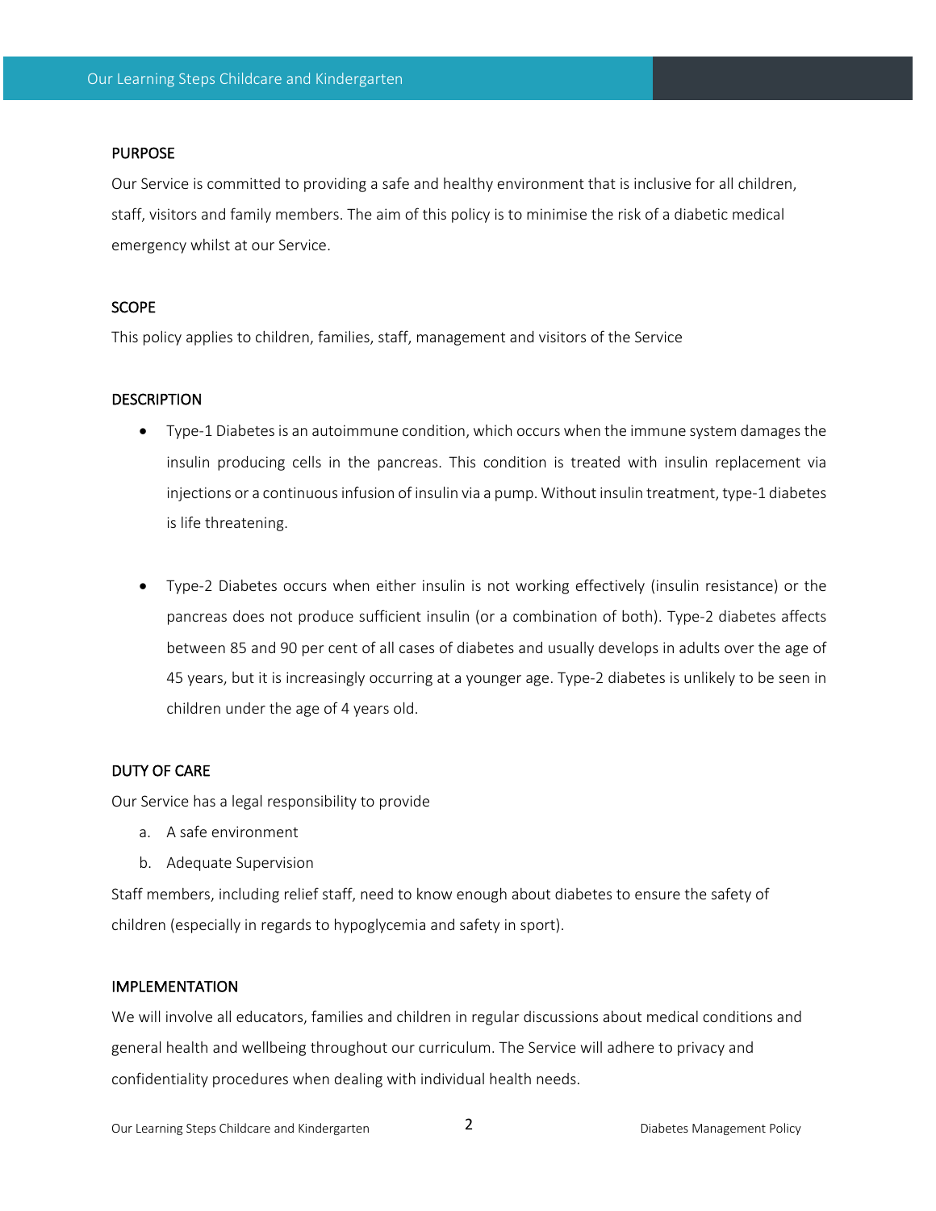## PURPOSE

Our Service is committed to providing a safe and healthy environment that is inclusive for all children, staff, visitors and family members. The aim of this policy is to minimise the risk of a diabetic medical emergency whilst at our Service.

## SCOPE

This policy applies to children, families, staff, management and visitors of the Service

## DESCRIPTION

- Type-1 Diabetes is an autoimmune condition, which occurs when the immune system damages the insulin producing cells in the pancreas. This condition is treated with insulin replacement via injections or a continuous infusion of insulin via a pump. Without insulin treatment, type-1 diabetes is life threatening.

- Type-2 Diabetes occurs when either insulin is not working effectively (insulin resistance) or the pancreas does not produce sufficient insulin (or a combination of both). Type-2 diabetes affects between 85 and 90 per cent of all cases of diabetes and usually develops in adults over the age of 45 years, but it is increasingly occurring at a younger age. Type-2 diabetes is unlikely to be seen in children under the age of 4 years old.

## DUTY OF CARE

Our Service has a legal responsibility to provide

a. A safe environment
b. Adequate Supervision

Staff members, including relief staff, need to know enough about diabetes to ensure the safety of children (especially in regards to hypoglycemia and safety in sport).

## IMPLEMENTATION

We will involve all educators, families and children in regular discussions about medical conditions and general health and wellbeing throughout our curriculum. The Service will adhere to privacy and confidentiality procedures when dealing with individual health needs.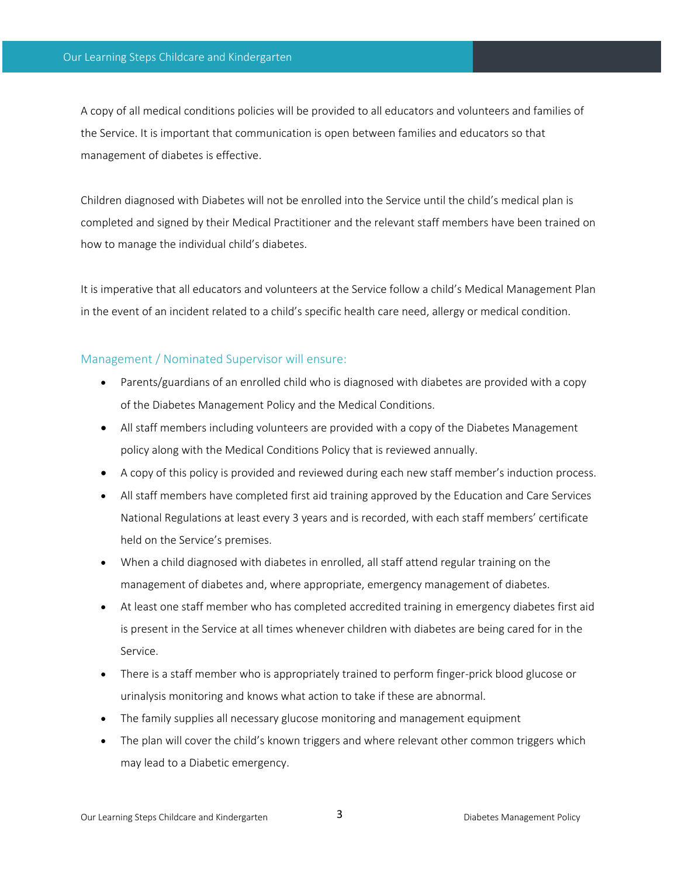A copy of all medical conditions policies will be provided to all educators and volunteers and families of the Service. It is important that communication is open between families and educators so that management of diabetes is effective.

Children diagnosed with Diabetes will not be enrolled into the Service until the child's medical plan is completed and signed by their Medical Practitioner and the relevant staff members have been trained on how to manage the individual child's diabetes.

It is imperative that all educators and volunteers at the Service follow a child's Medical Management Plan in the event of an incident related to a child's specific health care need, allergy or medical condition.

### Management / Nominated Supervisor will ensure:

- Parents/guardians of an enrolled child who is diagnosed with diabetes are provided with a copy of the Diabetes Management Policy and the Medical Conditions.
- All staff members including volunteers are provided with a copy of the Diabetes Management policy along with the Medical Conditions Policy that is reviewed annually.
- A copy of this policy is provided and reviewed during each new staff member's induction process.
- All staff members have completed first aid training approved by the Education and Care Services National Regulations at least every 3 years and is recorded, with each staff members' certificate held on the Service's premises.
- When a child diagnosed with diabetes in enrolled, all staff attend regular training on the management of diabetes and, where appropriate, emergency management of diabetes.
- At least one staff member who has completed accredited training in emergency diabetes first aid is present in the Service at all times whenever children with diabetes are being cared for in the Service.
- There is a staff member who is appropriately trained to perform finger-prick blood glucose or urinalysis monitoring and knows what action to take if these are abnormal.
- The family supplies all necessary glucose monitoring and management equipment
- The plan will cover the child's known triggers and where relevant other common triggers which may lead to a Diabetic emergency.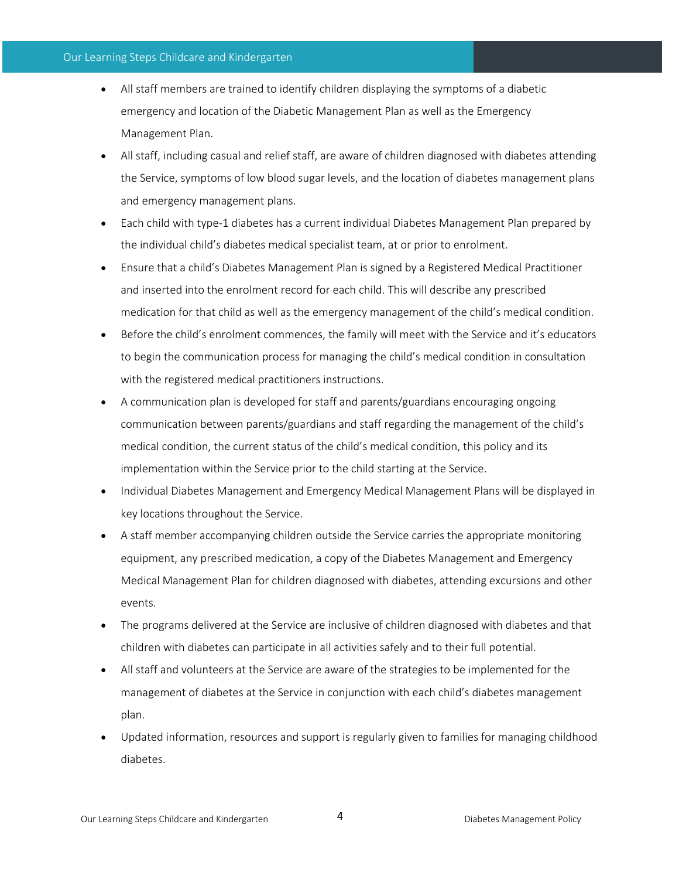- All staff members are trained to identify children displaying the symptoms of a diabetic emergency and location of the Diabetic Management Plan as well as the Emergency Management Plan.
- All staff, including casual and relief staff, are aware of children diagnosed with diabetes attending the Service, symptoms of low blood sugar levels, and the location of diabetes management plans and emergency management plans.
- Each child with type-1 diabetes has a current individual Diabetes Management Plan prepared by the individual child's diabetes medical specialist team, at or prior to enrolment.
- Ensure that a child's Diabetes Management Plan is signed by a Registered Medical Practitioner and inserted into the enrolment record for each child. This will describe any prescribed medication for that child as well as the emergency management of the child's medical condition.
- Before the child's enrolment commences, the family will meet with the Service and it's educators to begin the communication process for managing the child's medical condition in consultation with the registered medical practitioners instructions.
- A communication plan is developed for staff and parents/guardians encouraging ongoing communication between parents/guardians and staff regarding the management of the child's medical condition, the current status of the child's medical condition, this policy and its implementation within the Service prior to the child starting at the Service.
- Individual Diabetes Management and Emergency Medical Management Plans will be displayed in key locations throughout the Service.
- A staff member accompanying children outside the Service carries the appropriate monitoring equipment, any prescribed medication, a copy of the Diabetes Management and Emergency Medical Management Plan for children diagnosed with diabetes, attending excursions and other events.
- The programs delivered at the Service are inclusive of children diagnosed with diabetes and that children with diabetes can participate in all activities safely and to their full potential.
- All staff and volunteers at the Service are aware of the strategies to be implemented for the management of diabetes at the Service in conjunction with each child's diabetes management plan.
- Updated information, resources and support is regularly given to families for managing childhood diabetes.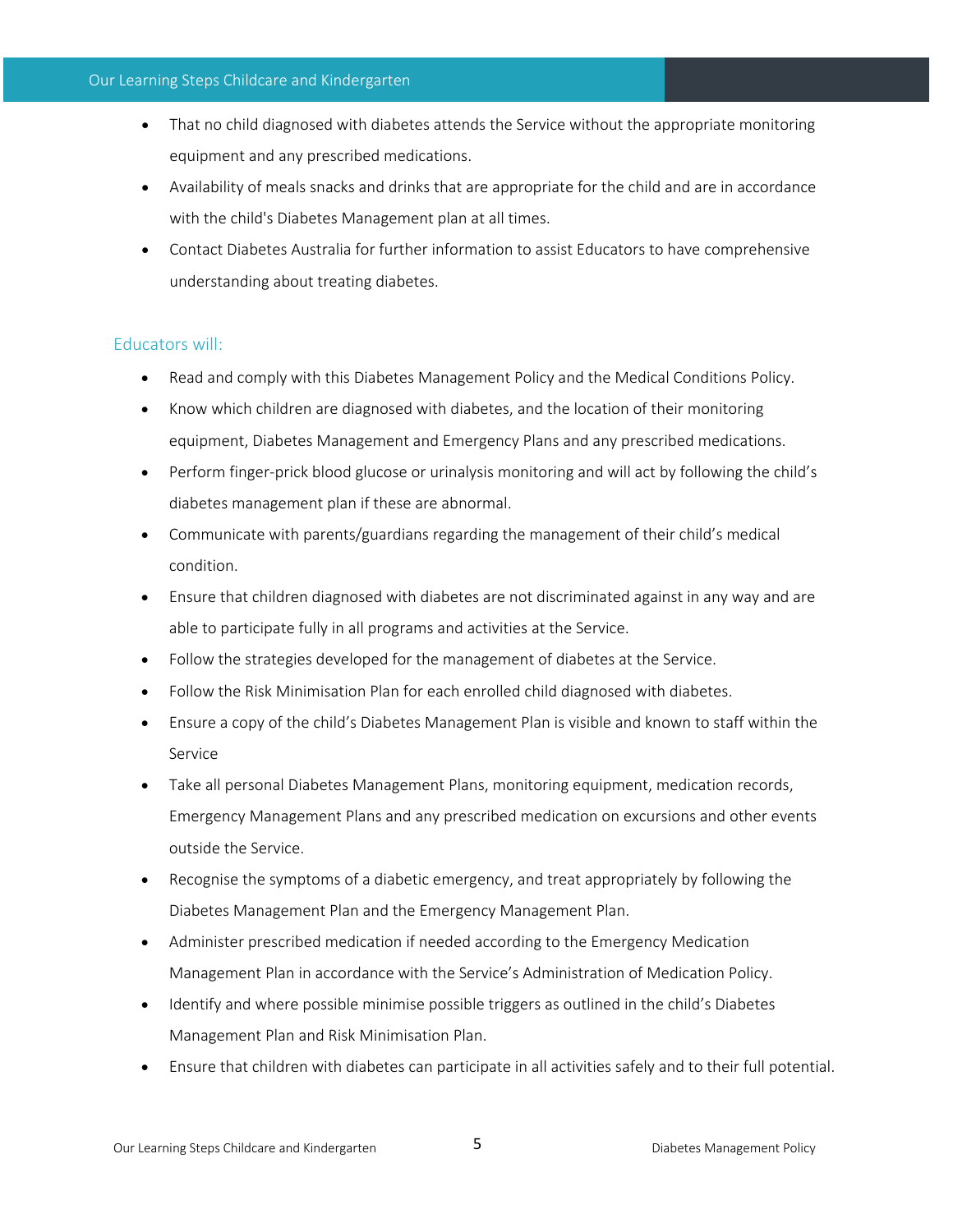- That no child diagnosed with diabetes attends the Service without the appropriate monitoring equipment and any prescribed medications.
- Availability of meals snacks and drinks that are appropriate for the child and are in accordance with the child's Diabetes Management plan at all times.
- Contact Diabetes Australia for further information to assist Educators to have comprehensive understanding about treating diabetes.

## Educators will:

- Read and comply with this Diabetes Management Policy and the Medical Conditions Policy.
- Know which children are diagnosed with diabetes, and the location of their monitoring equipment, Diabetes Management and Emergency Plans and any prescribed medications.
- Perform finger-prick blood glucose or urinalysis monitoring and will act by following the child's diabetes management plan if these are abnormal.
- Communicate with parents/guardians regarding the management of their child's medical condition.
- Ensure that children diagnosed with diabetes are not discriminated against in any way and are able to participate fully in all programs and activities at the Service.
- Follow the strategies developed for the management of diabetes at the Service.
- Follow the Risk Minimisation Plan for each enrolled child diagnosed with diabetes.
- Ensure a copy of the child's Diabetes Management Plan is visible and known to staff within the Service
- Take all personal Diabetes Management Plans, monitoring equipment, medication records, Emergency Management Plans and any prescribed medication on excursions and other events outside the Service.
- Recognise the symptoms of a diabetic emergency, and treat appropriately by following the Diabetes Management Plan and the Emergency Management Plan.
- Administer prescribed medication if needed according to the Emergency Medication Management Plan in accordance with the Service's Administration of Medication Policy.
- Identify and where possible minimise possible triggers as outlined in the child's Diabetes Management Plan and Risk Minimisation Plan.
- Ensure that children with diabetes can participate in all activities safely and to their full potential.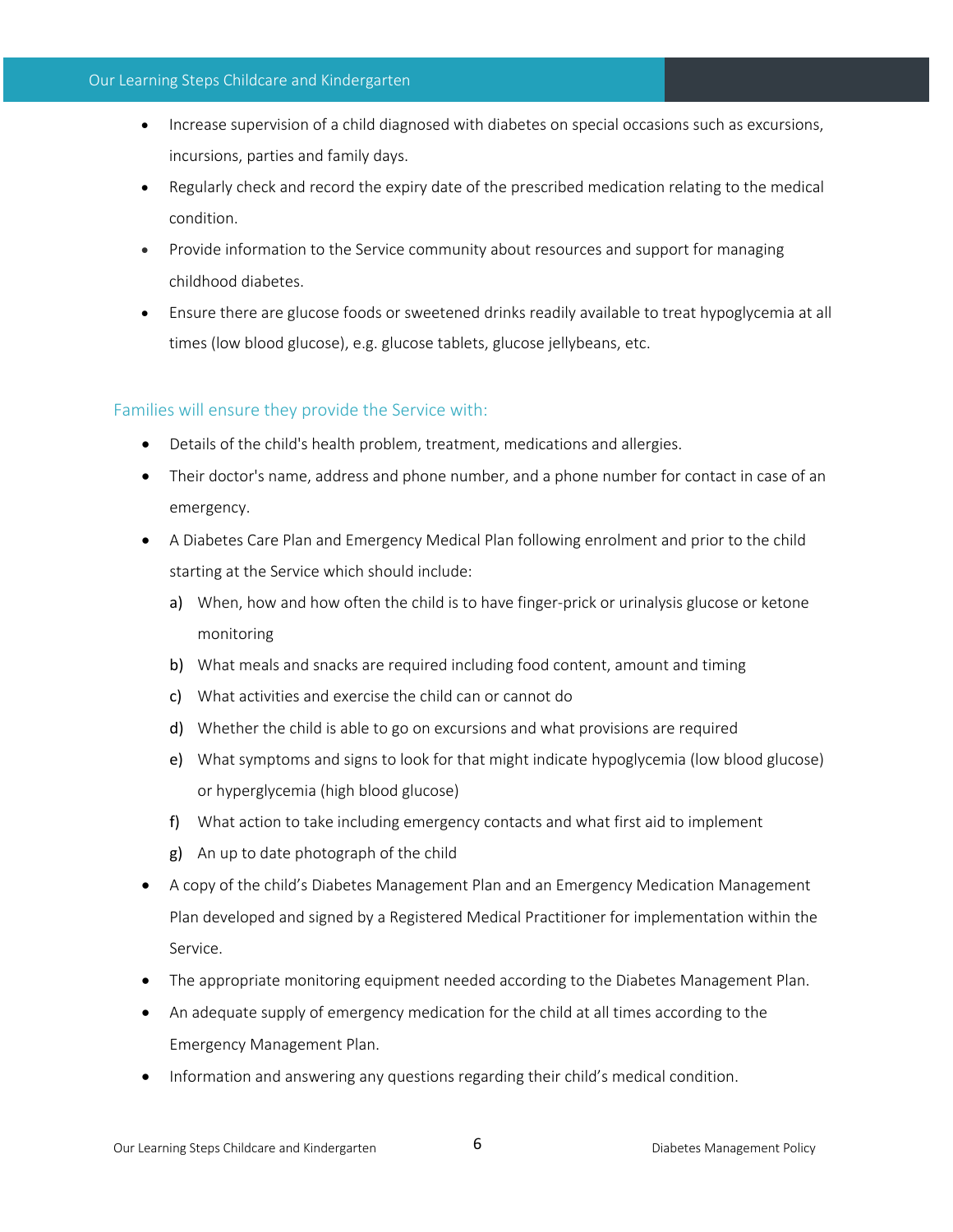- Increase supervision of a child diagnosed with diabetes on special occasions such as excursions, incursions, parties and family days.
- Regularly check and record the expiry date of the prescribed medication relating to the medical condition.
- Provide information to the Service community about resources and support for managing childhood diabetes.
- Ensure there are glucose foods or sweetened drinks readily available to treat hypoglycemia at all times (low blood glucose), e.g. glucose tablets, glucose jellybeans, etc.

### Families will ensure they provide the Service with:

- Details of the child's health problem, treatment, medications and allergies.
- Their doctor's name, address and phone number, and a phone number for contact in case of an emergency.
- A Diabetes Care Plan and Emergency Medical Plan following enrolment and prior to the child starting at the Service which should include:
  a) When, how and how often the child is to have finger-prick or urinalysis glucose or ketone monitoring
  b) What meals and snacks are required including food content, amount and timing
  c) What activities and exercise the child can or cannot do
  d) Whether the child is able to go on excursions and what provisions are required
  e) What symptoms and signs to look for that might indicate hypoglycemia (low blood glucose) or hyperglycemia (high blood glucose)
  f) What action to take including emergency contacts and what first aid to implement
  g) An up to date photograph of the child
- A copy of the child's Diabetes Management Plan and an Emergency Medication Management Plan developed and signed by a Registered Medical Practitioner for implementation within the Service.
- The appropriate monitoring equipment needed according to the Diabetes Management Plan.
- An adequate supply of emergency medication for the child at all times according to the Emergency Management Plan.
- Information and answering any questions regarding their child's medical condition.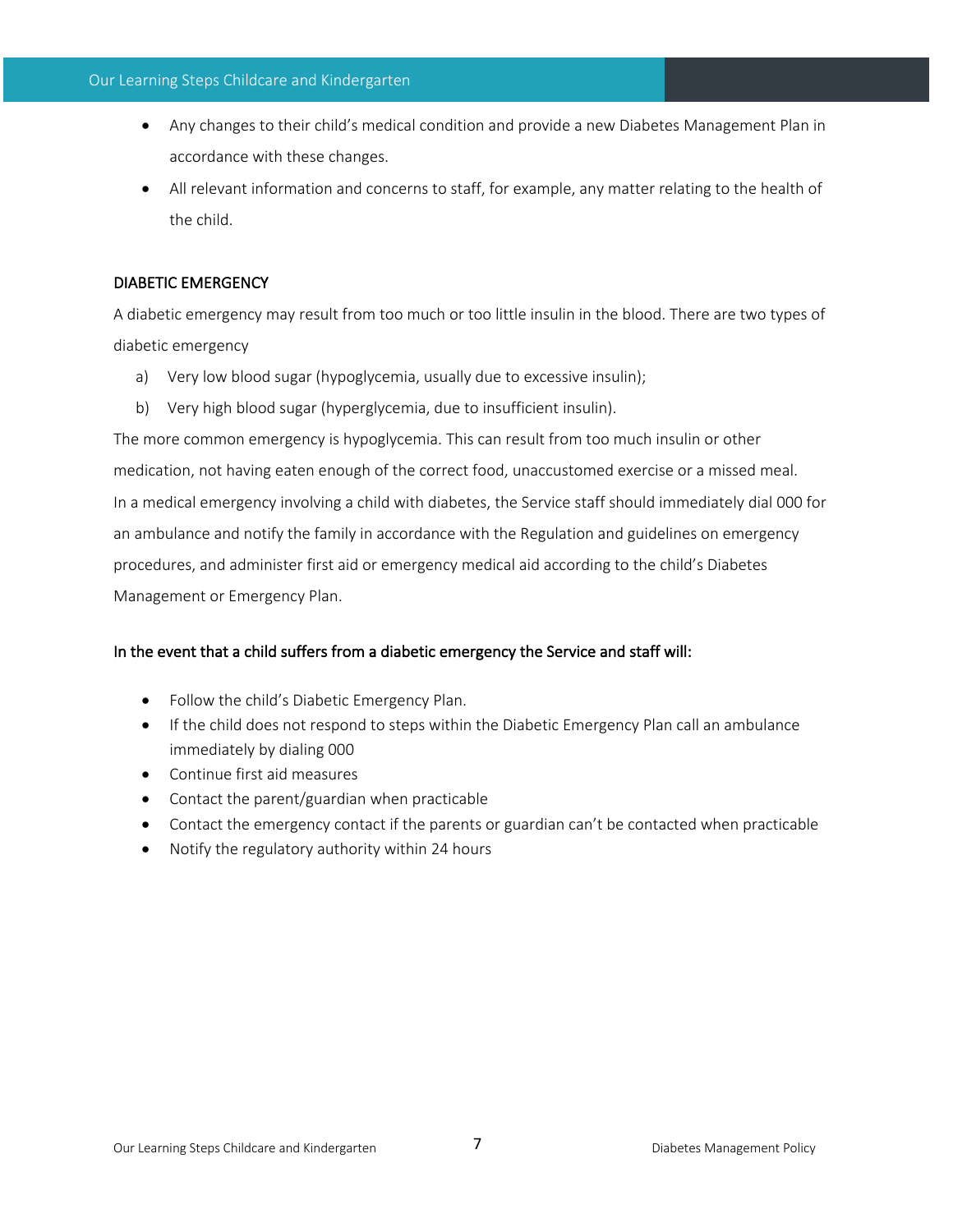- Any changes to their child's medical condition and provide a new Diabetes Management Plan in accordance with these changes.
- All relevant information and concerns to staff, for example, any matter relating to the health of the child.

## DIABETIC EMERGENCY

A diabetic emergency may result from too much or too little insulin in the blood. There are two types of diabetic emergency

a) Very low blood sugar (hypoglycemia, usually due to excessive insulin);
b) Very high blood sugar (hyperglycemia, due to insufficient insulin).

The more common emergency is hypoglycemia. This can result from too much insulin or other medication, not having eaten enough of the correct food, unaccustomed exercise or a missed meal. In a medical emergency involving a child with diabetes, the Service staff should immediately dial 000 for an ambulance and notify the family in accordance with the Regulation and guidelines on emergency procedures, and administer first aid or emergency medical aid according to the child's Diabetes Management or Emergency Plan.

### In the event that a child suffers from a diabetic emergency the Service and staff will:

- Follow the child's Diabetic Emergency Plan.
- If the child does not respond to steps within the Diabetic Emergency Plan call an ambulance immediately by dialing 000
- Continue first aid measures
- Contact the parent/guardian when practicable
- Contact the emergency contact if the parents or guardian can't be contacted when practicable
- Notify the regulatory authority within 24 hours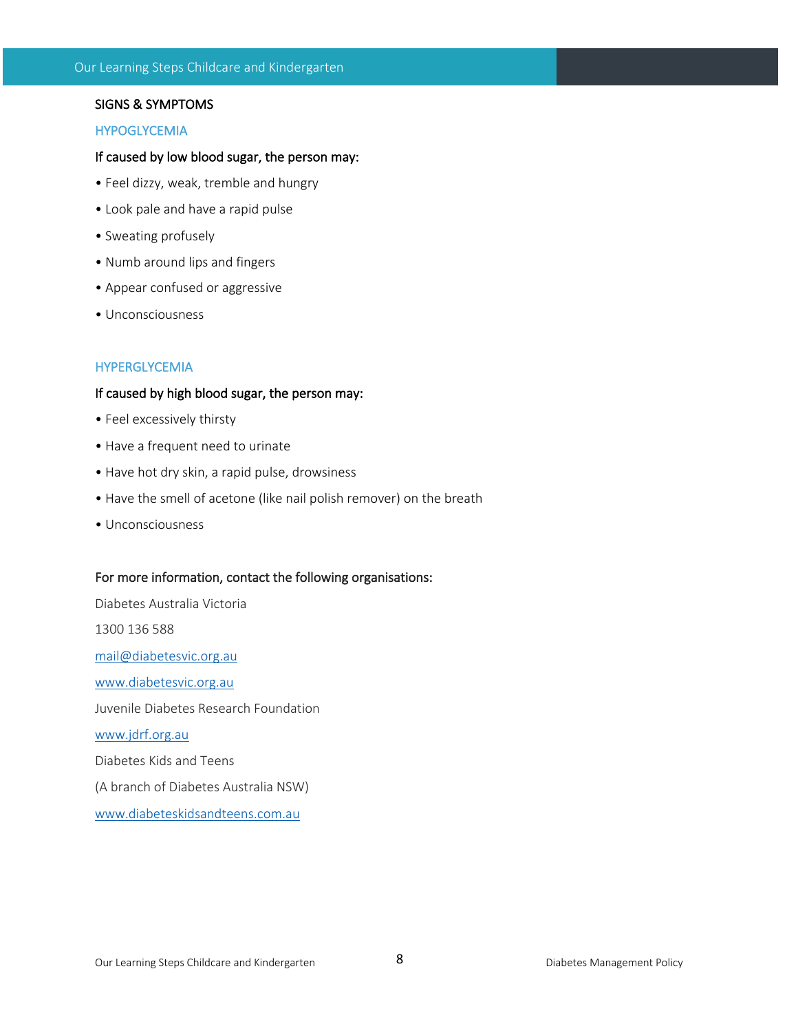## SIGNS & SYMPTOMS

### HYPOGLYCEMIA

**If caused by low blood sugar, the person may:**

- Feel dizzy, weak, tremble and hungry
- Look pale and have a rapid pulse
- Sweating profusely
- Numb around lips and fingers
- Appear confused or aggressive
- Unconsciousness

### HYPERGLYCEMIA

**If caused by high blood sugar, the person may:**

- Feel excessively thirsty
- Have a frequent need to urinate
- Have hot dry skin, a rapid pulse, drowsiness
- Have the smell of acetone (like nail polish remover) on the breath
- Unconsciousness

**For more information, contact the following organisations:**

Diabetes Australia Victoria

1300 136 588

mail@diabetesvic.org.au

www.diabetesvic.org.au

Juvenile Diabetes Research Foundation

www.jdrf.org.au

Diabetes Kids and Teens

(A branch of Diabetes Australia NSW)

www.diabeteskidsandteens.com.au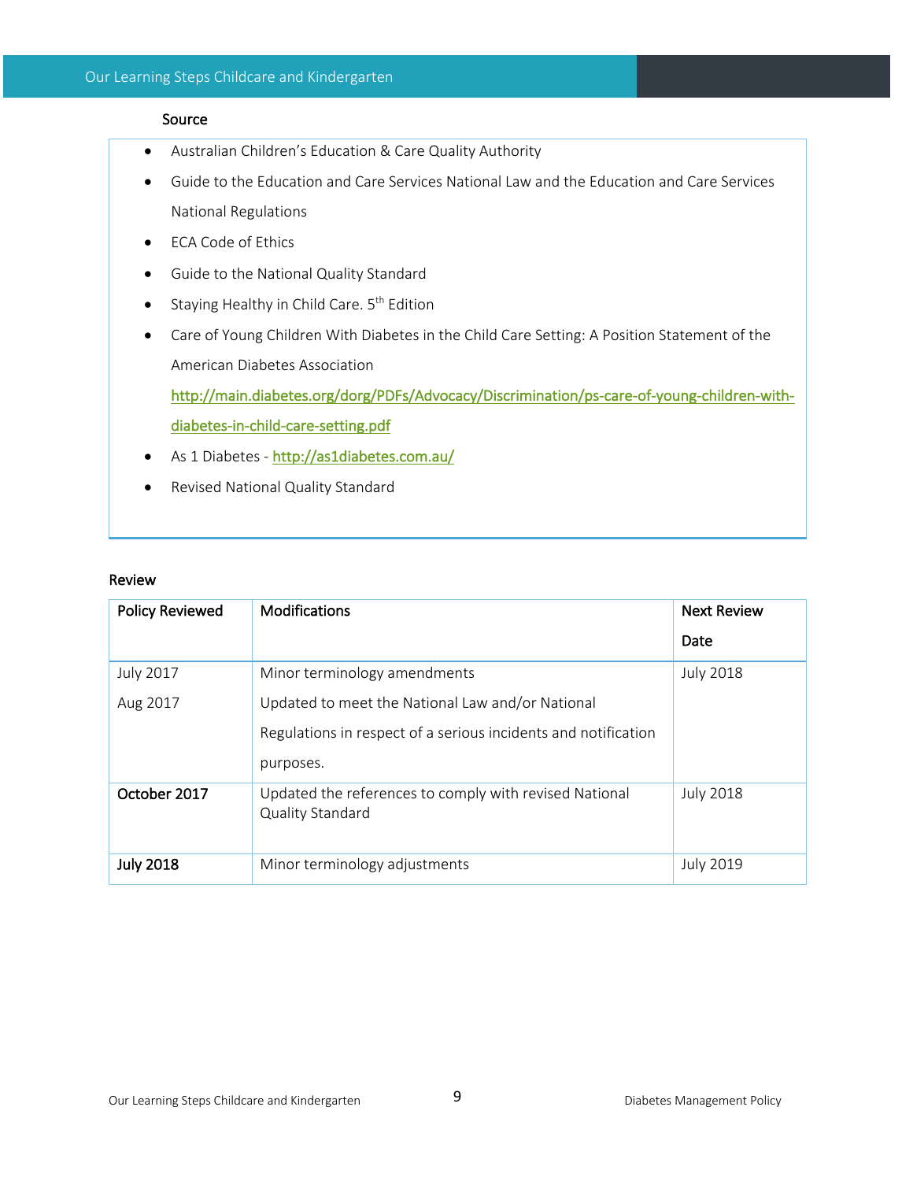### Source

- Australian Children's Education & Care Quality Authority
- Guide to the Education and Care Services National Law and the Education and Care Services National Regulations
- ECA Code of Ethics
- Guide to the National Quality Standard
- Staying Healthy in Child Care. 5th Edition
- Care of Young Children With Diabetes in the Child Care Setting: A Position Statement of the American Diabetes Association http://main.diabetes.org/dorg/PDFs/Advocacy/Discrimination/ps-care-of-young-children-with-diabetes-in-child-care-setting.pdf
- As 1 Diabetes - http://as1diabetes.com.au/
- Revised National Quality Standard

### Review

| Policy Reviewed | Modifications | Next Review Date |
|---|---|---|
| July 2017<br>Aug 2017 | Minor terminology amendments<br>Updated to meet the National Law and/or National Regulations in respect of a serious incidents and notification purposes. | July 2018 |
| **October 2017** | Updated the references to comply with revised National Quality Standard | July 2018 |
| **July 2018** | Minor terminology adjustments | July 2019 |